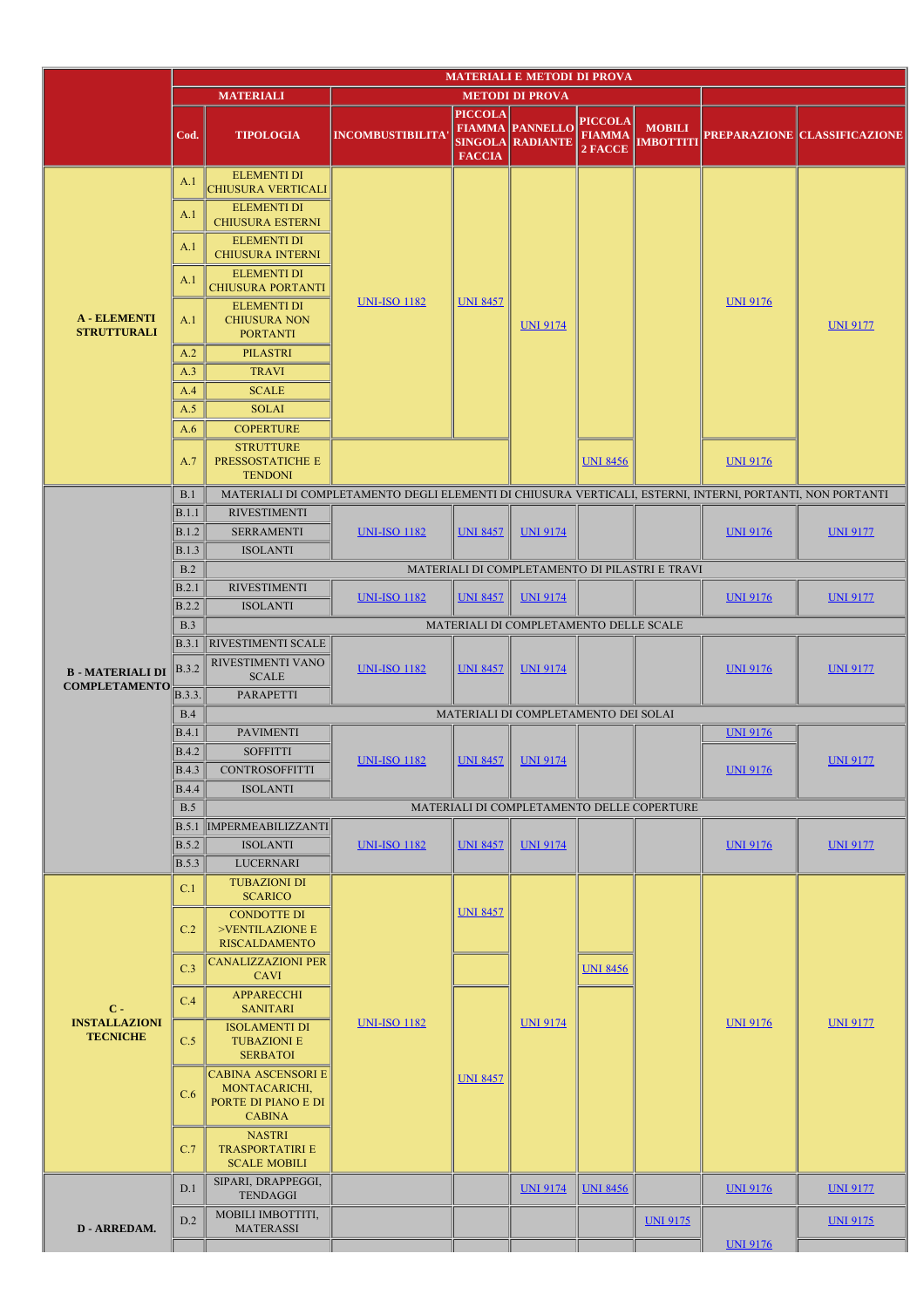| | MATERIALI E METODI DI PROVA | | | | | | | | |
|---|---|---|---|---|---|---|---|---|---|
| | MATERIALI | | METODI DI PROVA | | | | | | |
| | Cod. | TIPOLOGIA | INCOMBUSTIBILITA' | PICCOLA FIAMMA SINGOLA FACCIA | PANNELLO RADIANTE | PICCOLA FIAMMA 2 FACCE | MOBILI IMBOTTITI | PREPARAZIONE | CLASSIFICAZIONE |
| A - ELEMENTI STRUTTURALI | A.1 | ELEMENTI DI CHIUSURA VERTICALI | UNI-ISO 1182 | UNI 8457 | UNI 9174 | | | UNI 9176 | UNI 9177 |
| | A.1 | ELEMENTI DI CHIUSURA ESTERNI | | | | | | | |
| | A.1 | ELEMENTI DI CHIUSURA INTERNI | | | | | | | |
| | A.1 | ELEMENTI DI CHIUSURA PORTANTI | | | | | | | |
| | A.1 | ELEMENTI DI CHIUSURA NON PORTANTI | | | | | | | |
| | A.2 | PILASTRI | | | | | | | |
| | A.3 | TRAVI | | | | | | | |
| | A.4 | SCALE | | | | | | | |
| | A.5 | SOLAI | | | | | | | |
| | A.6 | COPERTURE | | | | | | | |
| | A.7 | STRUTTURE PRESSOSTATICHE E TENDONI | | | | UNI 8456 | | UNI 9176 | |
| B - MATERIALI DI COMPLETAMENTO | B.1 | MATERIALI DI COMPLETAMENTO DEGLI ELEMENTI DI CHIUSURA VERTICALI, ESTERNI, INTERNI, PORTANTI, NON PORTANTI | | | | | | | |
| | B.1.1 | RIVESTIMENTI | UNI-ISO 1182 | UNI 8457 | UNI 9174 | | | UNI 9176 | UNI 9177 |
| | B.1.2 | SERRAMENTI | | | | | | | |
| | B.1.3 | ISOLANTI | | | | | | | |
| | B.2 | MATERIALI DI COMPLETAMENTO DI PILASTRI E TRAVI | | | | | | | |
| | B.2.1 | RIVESTIMENTI | UNI-ISO 1182 | UNI 8457 | UNI 9174 | | | UNI 9176 | UNI 9177 |
| | B.2.2 | ISOLANTI | | | | | | | |
| | B.3 | MATERIALI DI COMPLETAMENTO DELLE SCALE | | | | | | | |
| | B.3.1 | RIVESTIMENTI SCALE | UNI-ISO 1182 | UNI 8457 | UNI 9174 | | | UNI 9176 | UNI 9177 |
| | B.3.2 | RIVESTIMENTI VANO SCALE | | | | | | | |
| | B.3.3. | PARAPETTI | | | | | | | |
| | B.4 | MATERIALI DI COMPLETAMENTO DEI SOLAI | | | | | | | |
| | B.4.1 | PAVIMENTI | UNI-ISO 1182 | UNI 8457 | UNI 9174 | | | UNI 9176 | UNI 9177 |
| | B.4.2 | SOFFITTI | | | | | | UNI 9176 | |
| | B.4.3 | CONTROSOFFITTI | | | | | | | |
| | B.4.4 | ISOLANTI | | | | | | | |
| | B.5 | MATERIALI DI COMPLETAMENTO DELLE COPERTURE | | | | | | | |
| | B.5.1 | IMPERMEABILIZZANTI | UNI-ISO 1182 | UNI 8457 | UNI 9174 | | | UNI 9176 | UNI 9177 |
| | B.5.2 | ISOLANTI | | | | | | | |
| | B.5.3 | LUCERNARI | | | | | | | |
| C - INSTALLAZIONI TECNICHE | C.1 | TUBAZIONI DI SCARICO | UNI-ISO 1182 | UNI 8457 | UNI 9174 | | | UNI 9176 | UNI 9177 |
| | C.2 | CONDOTTE DI >VENTILAZIONE E RISCALDAMENTO | | | | | | | |
| | C.3 | CANALIZZAZIONI PER CAVI | | | | UNI 8456 | | | |
| | C.4 | APPARECCHI SANITARI | | UNI 8457 | | | | | |
| | C.5 | ISOLAMENTI DI TUBAZIONI E SERBATOI | | | | | | | |
| | C.6 | CABINA ASCENSORI E MONTACARICHI, PORTE DI PIANO E DI CABINA | | | | | | | |
| | C.7 | NASTRI TRASPORTATIRI E SCALE MOBILI | | | | | | | |
| D - ARREDAM. | D.1 | SIPARI, DRAPPEGGI, TENDAGGI | | | UNI 9174 | UNI 8456 | | UNI 9176 | UNI 9177 |
| | D.2 | MOBILI IMBOTTITI, MATERASSI | | | | | UNI 9175 | UNI 9176 | UNI 9175 |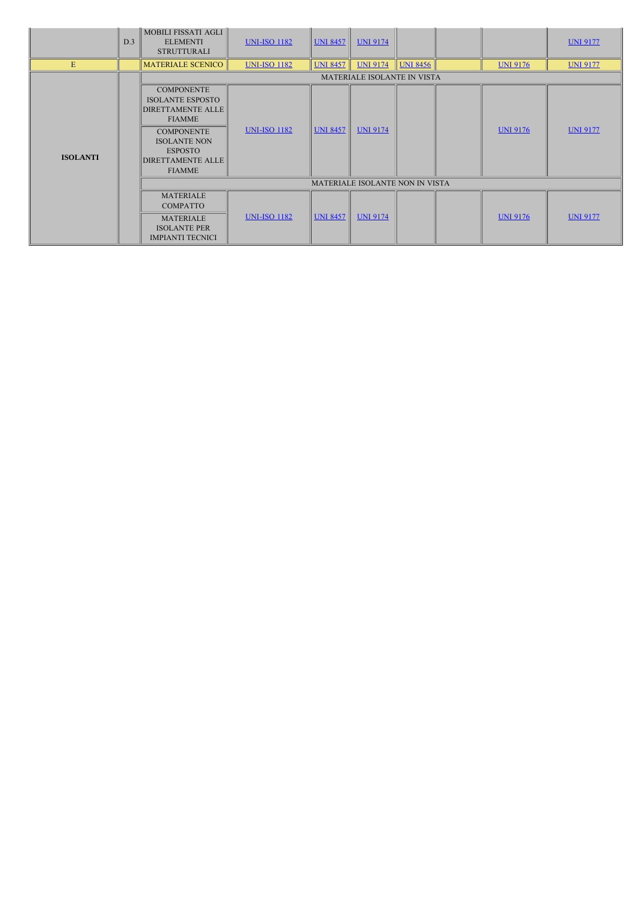| | | | | | | | | | |
|---|---|---|---|---|---|---|---|---|---|
| | D.3 | MOBILI FISSATI AGLI ELEMENTI STRUTTURALI | UNI-ISO 1182 | UNI 8457 | UNI 9174 | | | | UNI 9177 |
| E | | MATERIALE SCENICO | UNI-ISO 1182 | UNI 8457 | UNI 9174 | UNI 8456 | | UNI 9176 | UNI 9177 |
| ISOLANTI | | MATERIALE ISOLANTE IN VISTA | | | | | | | |
| | | COMPONENTE ISOLANTE ESPOSTO DIRETTAMENTE ALLE FIAMME | UNI-ISO 1182 | UNI 8457 | UNI 9174 | | | UNI 9176 | UNI 9177 |
| | | COMPONENTE ISOLANTE NON ESPOSTO DIRETTAMENTE ALLE FIAMME | | | | | | | |
| | | MATERIALE ISOLANTE NON IN VISTA | | | | | | | |
| | | MATERIALE COMPATTO | UNI-ISO 1182 | UNI 8457 | UNI 9174 | | | UNI 9176 | UNI 9177 |
| | | MATERIALE ISOLANTE PER IMPIANTI TECNICI | | | | | | | |